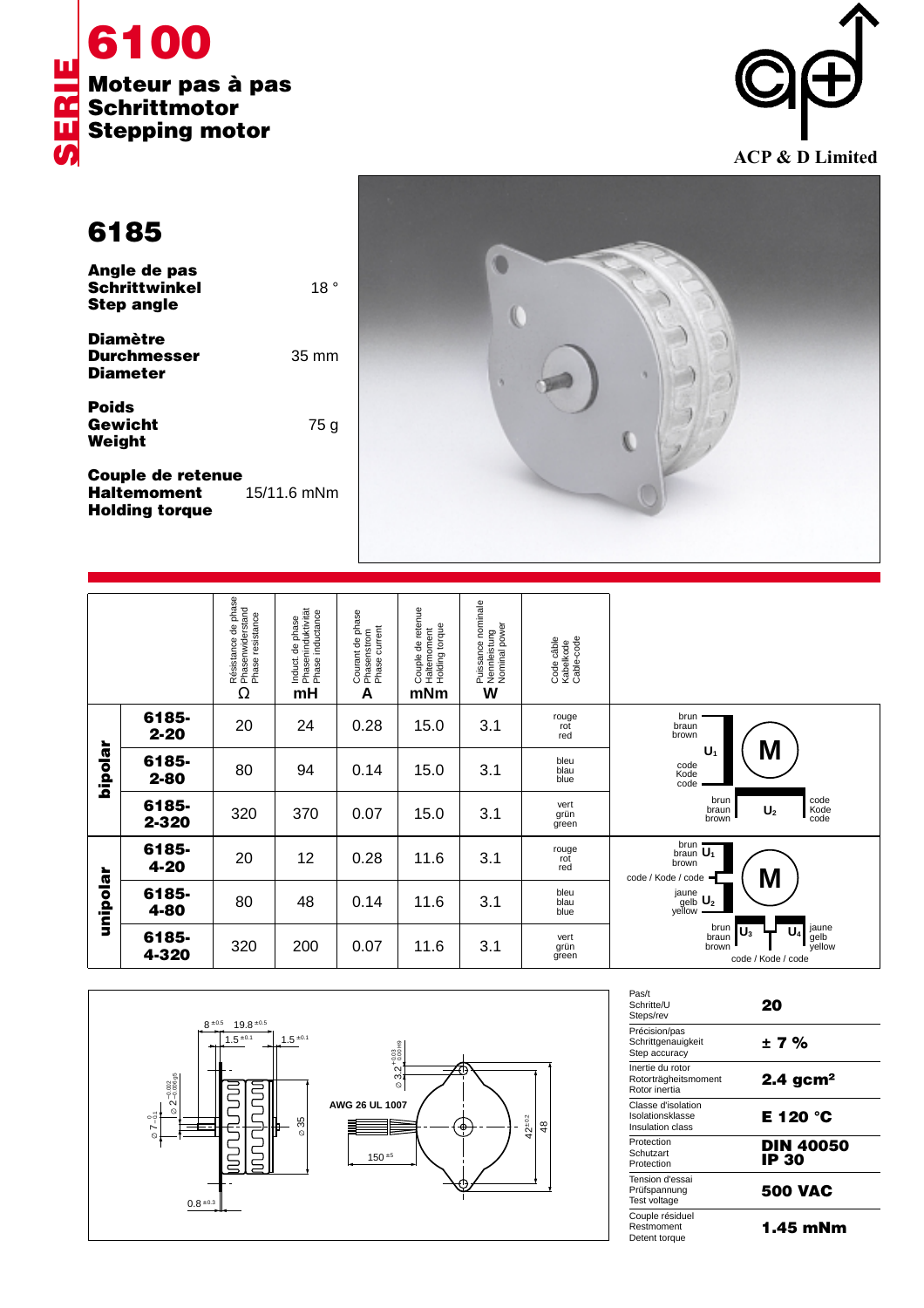SERIE

# 6100

**Moteur pas à pas**
**Schrittmotor**
**Stepping motor**

ACP & D Limited

## 6185

| | |
|---|---|
| **Angle de pas / Schrittwinkel / Step angle** | 18 ° |
| **Diamètre / Durchmesser / Diameter** | 35 mm |
| **Poids / Gewicht / Weight** | 75 g |
| **Couple de retenue / Haltemoment / Holding torque** | 15/11.6 mNm |

| | | Résistance de phase / Phasenwiderstand / Phase resistance Ω | Induct. de phase / Phaseninduktivität / Phase inductance mH | Courant de phase / Phasenstrom / Phase current A | Couple de retenue / Haltemoment / Holding torque mNm | Puissance nominale / Nennleistung / Nominal power W | Code câble / Kabelkode / Cable-code |
|---|---|---|---|---|---|---|---|
| bipolar | 6185-2-20 | 20 | 24 | 0.28 | 15.0 | 3.1 | rouge / rot / red |
| | 6185-2-80 | 80 | 94 | 0.14 | 15.0 | 3.1 | bleu / blau / blue |
| | 6185-2-320 | 320 | 370 | 0.07 | 15.0 | 3.1 | vert / grün / green |
| unipolar | 6185-4-20 | 20 | 12 | 0.28 | 11.6 | 3.1 | rouge / rot / red |
| | 6185-4-80 | 80 | 48 | 0.14 | 11.6 | 3.1 | bleu / blau / blue |
| | 6185-4-320 | 320 | 200 | 0.07 | 11.6 | 3.1 | vert / grün / green |

Bipolar wiring: brun / braun / brown – $U_1$ – code / Kode / code; brun / braun / brown – $U_2$ – code / Kode / code

Unipolar wiring: brun / braun / brown – $U_1$; code / Kode / code; jaune / gelb / yellow – $U_2$; brun / braun / brown – $U_3$; $U_4$ – jaune / gelb / yellow; code / Kode / code

Dimensions: 8 ±0.5; 19.8 ±0.5; 1.5 ±0.1; 1.5 ±0.1; ∅ 7 −0.1; ∅ 2 −0.002/−0.006 g5; ∅ 35; 0.8 ±0.3; ∅ 3.2 +0.03/0 H9; AWG 26 UL 1007; 150 ±5; 42 ±0.2; 48

| | |
|---|---|
| Pas/t / Schritte/U / Steps/rev | **20** |
| Précision/pas / Schrittgenauigkeit / Step accuracy | **± 7 %** |
| Inertie du rotor / Rotorträgheitsmoment / Rotor inertia | **2.4 gcm²** |
| Classe d'isolation / Isolationsklasse / Insulation class | **E 120 °C** |
| Protection / Schutzart / Protection | **DIN 40050 IP 30** |
| Tension d'essai / Prüfspannung / Test voltage | **500 VAC** |
| Couple résiduel / Restmoment / Detent torque | **1.45 mNm** |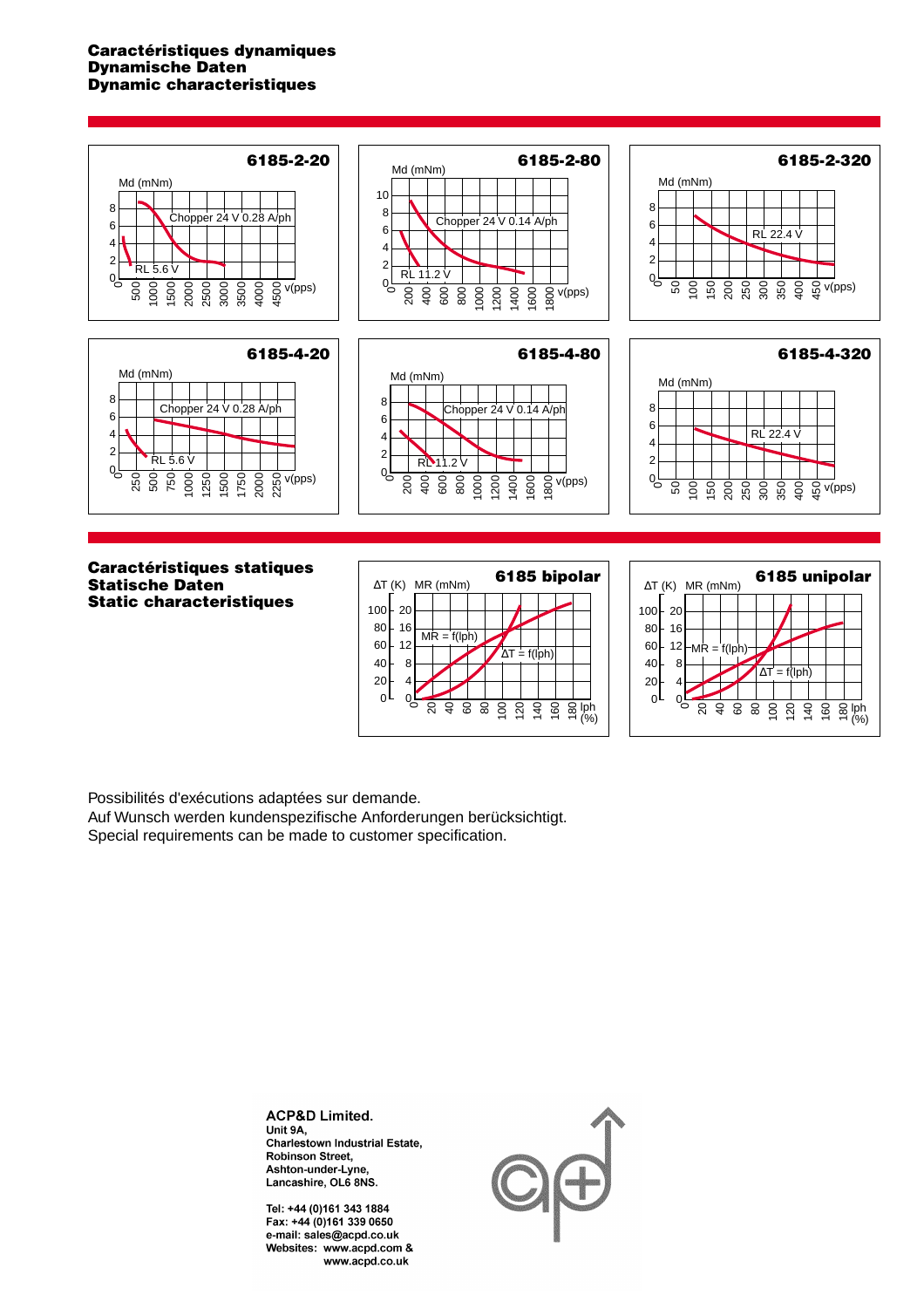## Caractéristiques dynamiques
## Dynamische Daten
## Dynamic characteristiques

**6185-2-20**

Md (mNm)

8
6
4
2
0

Chopper 24 V 0.28 A/ph

RL 5.6 V

0 500 1000 1500 2000 2500 3000 3500 4000 4500 v(pps)

**6185-2-80**

Md (mNm)

10
8
6
4
2
0

Chopper 24 V 0.14 A/ph

RL 11.2 V

0 200 400 600 800 1000 1200 1400 1600 1800 v(pps)

**6185-2-320**

Md (mNm)

8
6
4
2
0

RL 22.4 V

0 50 100 150 200 250 300 350 400 450 v(pps)

**6185-4-20**

Md (mNm)

8
6
4
2
0

Chopper 24 V 0.28 A/ph

RL 5.6 V

0 250 500 750 1000 1250 1500 1750 2000 2250 v(pps)

**6185-4-80**

Md (mNm)

8
6
4
2
0

Chopper 24 V 0.14 A/ph

RL 11.2 V

0 200 400 600 800 1000 1200 1400 1600 1800 v(pps)

**6185-4-320**

Md (mNm)

8
6
4
2
0

RL 22.4 V

0 50 100 150 200 250 300 350 400 450 v(pps)

## Caractéristiques statiques
## Statische Daten
## Static characteristiques

**6185 bipolar**

ΔT (K) MR (mNm)

100 20
80 16
60 12
40 8
20 4
0 0

MR = f(Iph)

ΔT = f(Iph)

0 20 40 60 80 100 120 140 160 180 Iph (%)

**6185 unipolar**

ΔT (K) MR (mNm)

100 20
80 16
60 12
40 8
20 4
0 0

MR = f(Iph)

ΔT = f(Iph)

0 20 40 60 80 100 120 140 160 180 Iph (%)

Possibilités d'exécutions adaptées sur demande.
Auf Wunsch werden kundenspezifische Anforderungen berücksichtigt.
Special requirements can be made to customer specification.

**ACP&D Limited.**
**Unit 9A,**
**Charlestown Industrial Estate,**
**Robinson Street,**
**Ashton-under-Lyne,**
**Lancashire, OL6 8NS.**

**Tel: +44 (0)161 343 1884**
**Fax: +44 (0)161 339 0650**
**e-mail: sales@acpd.co.uk**
**Websites: www.acpd.com &**
**www.acpd.co.uk**